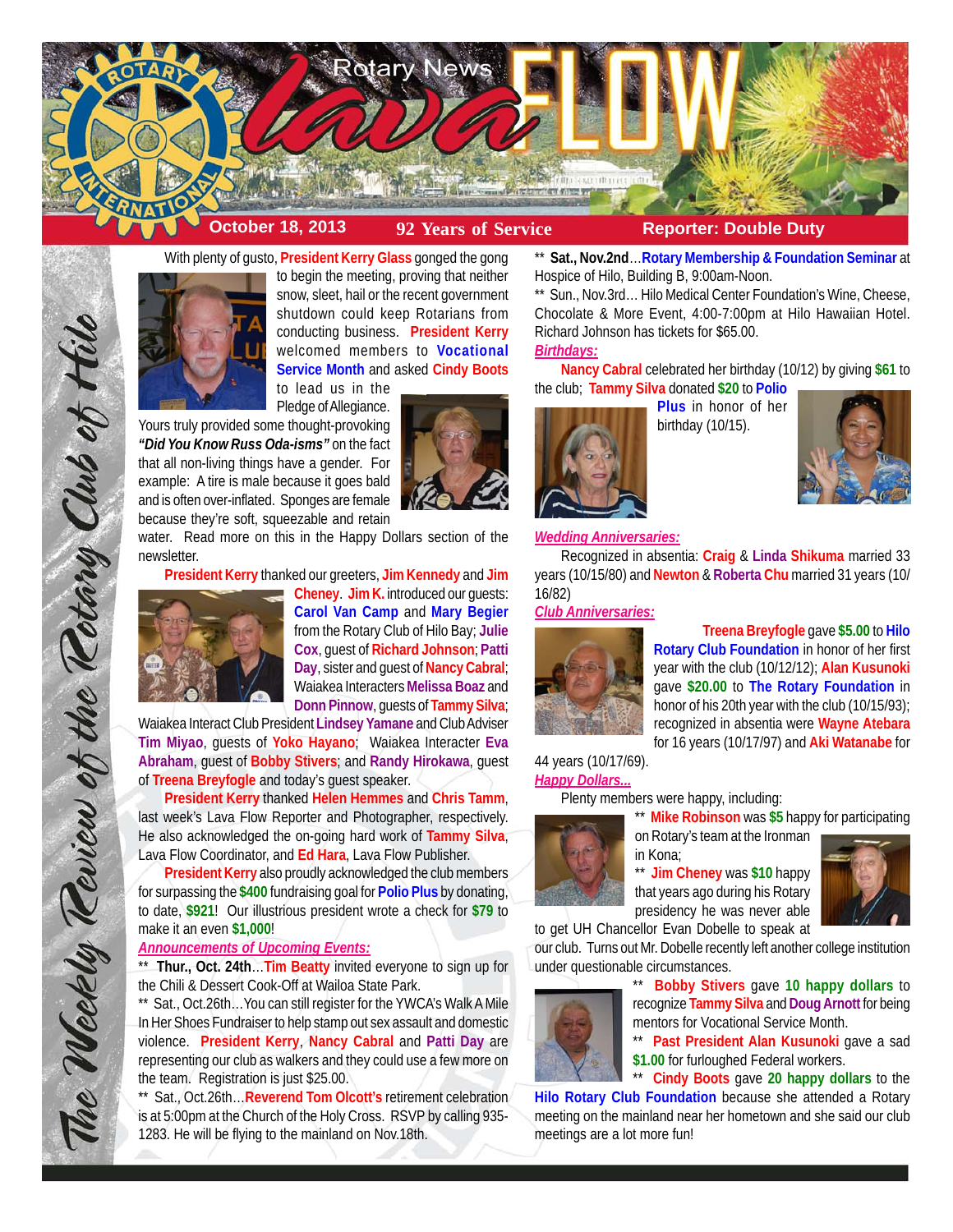# Rotary News Lava FLOW

**October 18, 2013** | **92 Years of Service** | **Reporter: Double Duty**

*The Weekly Review of the Rotary Club of Hilo*

With plenty of gusto, **President Kerry Glass** gonged the gong to begin the meeting, proving that neither snow, sleet, hail or the recent government shutdown could keep Rotarians from conducting business. **President Kerry** welcomed members to **Vocational Service Month** and asked **Cindy Boots** to lead us in the Pledge of Allegiance.

Yours truly provided some thought-provoking ***"Did You Know Russ Oda-isms"*** on the fact that all non-living things have a gender. For example: A tire is male because it goes bald and is often over-inflated. Sponges are female because they're soft, squeezable and retain water. Read more on this in the Happy Dollars section of the newsletter.

**President Kerry** thanked our greeters, **Jim Kennedy** and **Jim Cheney**. **Jim K.** introduced our guests: **Carol Van Camp** and **Mary Begier** from the Rotary Club of Hilo Bay; **Julie Cox**, guest of **Richard Johnson**; **Patti Day**, sister and guest of **Nancy Cabral**; Waiakea Interacters **Melissa Boaz** and **Donn Pinnow**, guests of **Tammy Silva**; Waiakea Interact Club President **Lindsey Yamane** and Club Adviser **Tim Miyao**, guests of **Yoko Hayano**; Waiakea Interacter **Eva Abraham**, guest of **Bobby Stivers**; and **Randy Hirokawa**, guest of **Treena Breyfogle** and today's guest speaker.

**President Kerry** thanked **Helen Hemmes** and **Chris Tamm**, last week's Lava Flow Reporter and Photographer, respectively. He also acknowledged the on-going hard work of **Tammy Silva**, Lava Flow Coordinator, and **Ed Hara**, Lava Flow Publisher.

**President Kerry** also proudly acknowledged the club members for surpassing the **$400** fundraising goal for **Polio Plus** by donating, to date, **$921**! Our illustrious president wrote a check for **$79** to make it an even **$1,000**!

***Announcements of Upcoming Events:***

\*\* **Thur., Oct. 24th**…**Tim Beatty** invited everyone to sign up for the Chili & Dessert Cook-Off at Wailoa State Park.

\*\* Sat., Oct.26th…You can still register for the YWCA's Walk A Mile In Her Shoes Fundraiser to help stamp out sex assault and domestic violence. **President Kerry**, **Nancy Cabral** and **Patti Day** are representing our club as walkers and they could use a few more on the team. Registration is just $25.00.

\*\* Sat., Oct.26th…**Reverend Tom Olcott's** retirement celebration is at 5:00pm at the Church of the Holy Cross. RSVP by calling 935-1283. He will be flying to the mainland on Nov.18th.

\*\* **Sat., Nov.2nd**…**Rotary Membership & Foundation Seminar** at Hospice of Hilo, Building B, 9:00am-Noon.

\*\* Sun., Nov.3rd… Hilo Medical Center Foundation's Wine, Cheese, Chocolate & More Event, 4:00-7:00pm at Hilo Hawaiian Hotel. Richard Johnson has tickets for $65.00.

***Birthdays:***

**Nancy Cabral** celebrated her birthday (10/12) by giving **$61** to the club; **Tammy Silva** donated **$20** to **Polio Plus** in honor of her birthday (10/15).

***Wedding Anniversaries:***

Recognized in absentia: **Craig** & **Linda Shikuma** married 33 years (10/15/80) and **Newton** & **Roberta Chu** married 31 years (10/16/82)

***Club Anniversaries:***

**Treena Breyfogle** gave **$5.00** to **Hilo Rotary Club Foundation** in honor of her first year with the club (10/12/12); **Alan Kusunoki** gave **$20.00** to **The Rotary Foundation** in honor of his 20th year with the club (10/15/93); recognized in absentia were **Wayne Atebara** for 16 years (10/17/97) and **Aki Watanabe** for 44 years (10/17/69).

***Happy Dollars...***

Plenty members were happy, including:

\*\* **Mike Robinson** was **$5** happy for participating on Rotary's team at the Ironman in Kona;

\*\* **Jim Cheney** was **$10** happy that years ago during his Rotary presidency he was never able to get UH Chancellor Evan Dobelle to speak at our club. Turns out Mr. Dobelle recently left another college institution under questionable circumstances.

\*\* **Bobby Stivers** gave **10 happy dollars** to recognize **Tammy Silva** and **Doug Arnott** for being mentors for Vocational Service Month.

\*\* **Past President Alan Kusunoki** gave a sad **$1.00** for furloughed Federal workers.

\*\* **Cindy Boots** gave **20 happy dollars** to the **Hilo Rotary Club Foundation** because she attended a Rotary meeting on the mainland near her hometown and she said our club meetings are a lot more fun!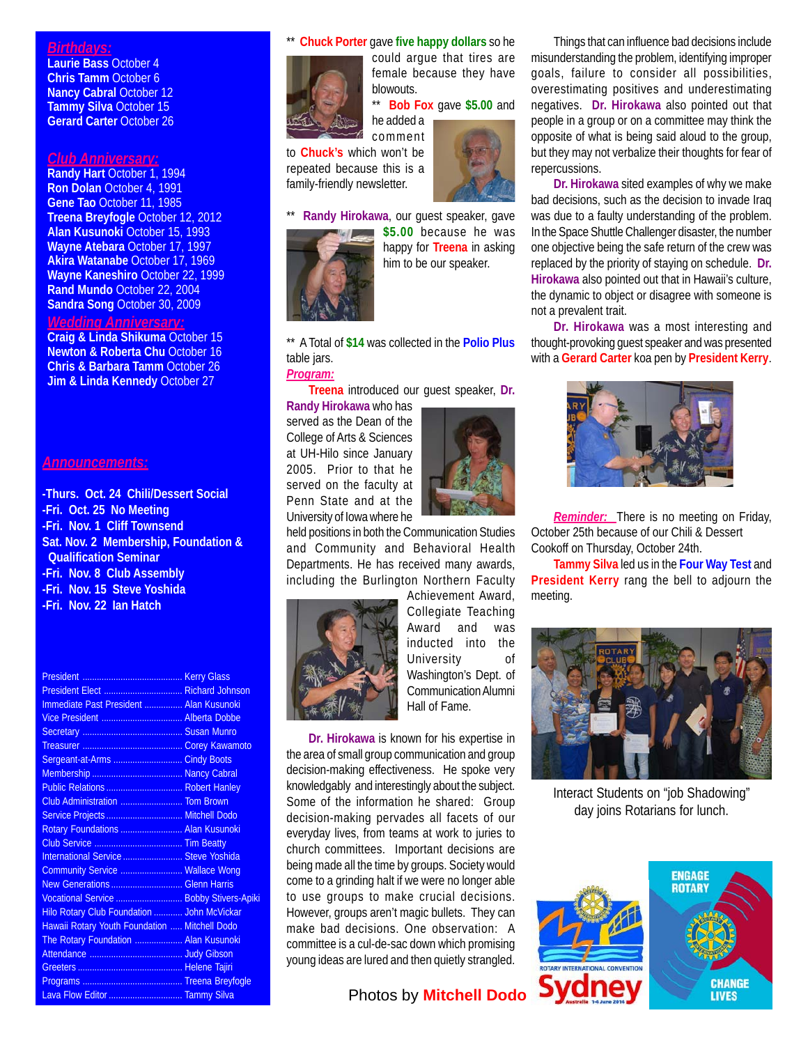## *Birthdays:*

**Laurie Bass** October 4
**Chris Tamm** October 6
**Nancy Cabral** October 12
**Tammy Silva** October 15
**Gerard Carter** October 26

## *Club Anniversary:*

**Randy Hart** October 1, 1994
**Ron Dolan** October 4, 1991
**Gene Tao** October 11, 1985
**Treena Breyfogle** October 12, 2012
**Alan Kusunoki** October 15, 1993
**Wayne Atebara** October 17, 1997
**Akira Watanabe** October 17, 1969
**Wayne Kaneshiro** October 22, 1999
**Rand Mundo** October 22, 2004
**Sandra Song** October 30, 2009

## *Wedding Anniversary:*

**Craig & Linda Shikuma** October 15
**Newton & Roberta Chu** October 16
**Chris & Barbara Tamm** October 26
**Jim & Linda Kennedy** October 27

## *Announcements:*

**-Thurs. Oct. 24 Chili/Dessert Social**
**-Fri. Oct. 25 No Meeting**
**-Fri. Nov. 1 Cliff Townsend**
**Sat. Nov. 2 Membership, Foundation & Qualification Seminar**
**-Fri. Nov. 8 Club Assembly**
**-Fri. Nov. 15 Steve Yoshida**
**-Fri. Nov. 22 Ian Hatch**

President .......................................... Kerry Glass
President Elect ................................ Richard Johnson
Immediate Past President ............... Alan Kusunoki
Vice President ................................. Alberta Dobbe
Secretary .......................................... Susan Munro
Treasurer .......................................... Corey Kawamoto
Sergeant-at-Arms ............................ Cindy Boots
Membership ...................................... Nancy Cabral
Public Relations ................................ Robert Hanley
Club Administration .......................... Tom Brown
Service Projects ................................ Mitchell Dodo
Rotary Foundations .......................... Alan Kusunoki
Club Service ..................................... Tim Beatty
International Service ......................... Steve Yoshida
Community Service .......................... Wallace Wong
New Generations .............................. Glenn Harris
Vocational Service ............................ Bobby Stivers-Apiki
Hilo Rotary Club Foundation ............ John McVickar
Hawaii Rotary Youth Foundation ..... Mitchell Dodo
The Rotary Foundation .................... Alan Kusunoki
Attendance ....................................... Judy Gibson
Greeters ............................................ Helene Tajiri
Programs .......................................... Treena Breyfogle
Lava Flow Editor .............................. Tammy Silva

\*\* **Chuck Porter** gave **five happy dollars** so he could argue that tires are female because they have blowouts.

\*\* **Bob Fox** gave **$5.00** and he added a comment to **Chuck's** which won't be repeated because this is a family-friendly newsletter.

\*\* **Randy Hirokawa**, our guest speaker, gave **$5.00** because he was happy for **Treena** in asking him to be our speaker.

\*\* A Total of **$14** was collected in the **Polio Plus** table jars.

*Program:*

**Treena** introduced our guest speaker, **Dr. Randy Hirokawa** who has served as the Dean of the College of Arts & Sciences at UH-Hilo since January 2005. Prior to that he served on the faculty at Penn State and at the University of Iowa where he held positions in both the Communication Studies and Community and Behavioral Health Departments. He has received many awards, including the Burlington Northern Faculty Achievement Award, Collegiate Teaching Award and was inducted into the University of Washington's Dept. of Communication Alumni Hall of Fame.

**Dr. Hirokawa** is known for his expertise in the area of small group communication and group decision-making effectiveness. He spoke very knowledgably and interestingly about the subject. Some of the information he shared: Group decision-making pervades all facets of our everyday lives, from teams at work to juries to church committees. Important decisions are being made all the time by groups. Society would come to a grinding halt if we were no longer able to use groups to make crucial decisions. However, groups aren't magic bullets. They can make bad decisions. One observation: A committee is a cul-de-sac down which promising young ideas are lured and then quietly strangled.

Things that can influence bad decisions include misunderstanding the problem, identifying improper goals, failure to consider all possibilities, overestimating positives and underestimating negatives. **Dr. Hirokawa** also pointed out that people in a group or on a committee may think the opposite of what is being said aloud to the group, but they may not verbalize their thoughts for fear of repercussions.

**Dr. Hirokawa** sited examples of why we make bad decisions, such as the decision to invade Iraq was due to a faulty understanding of the problem. In the Space Shuttle Challenger disaster, the number one objective being the safe return of the crew was replaced by the priority of staying on schedule. **Dr. Hirokawa** also pointed out that in Hawaii's culture, the dynamic to object or disagree with someone is not a prevalent trait.

**Dr. Hirokawa** was a most interesting and thought-provoking guest speaker and was presented with a **Gerard Carter** koa pen by **President Kerry**.

***Reminder:*** There is no meeting on Friday, October 25th because of our Chili & Dessert Cookoff on Thursday, October 24th.

**Tammy Silva** led us in the **Four Way Test** and **President Kerry** rang the bell to adjourn the meeting.

Interact Students on "job Shadowing" day joins Rotarians for lunch.

Photos by **Mitchell Dodo**